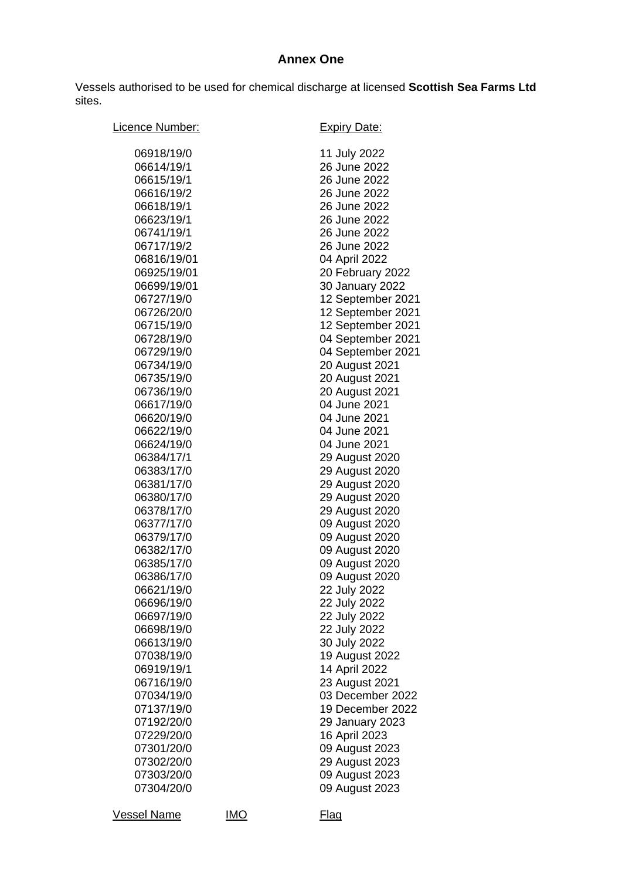## Annex One

Vessels authorised to be used for chemical discharge at licensed **Scottish Sea Farms Ltd** sites.

| Licence Number: | Expiry Date: |
|---|---|
| 06918/19/0 | 11 July 2022 |
| 06614/19/1 | 26 June 2022 |
| 06615/19/1 | 26 June 2022 |
| 06616/19/2 | 26 June 2022 |
| 06618/19/1 | 26 June 2022 |
| 06623/19/1 | 26 June 2022 |
| 06741/19/1 | 26 June 2022 |
| 06717/19/2 | 26 June 2022 |
| 06816/19/01 | 04 April 2022 |
| 06925/19/01 | 20 February 2022 |
| 06699/19/01 | 30 January 2022 |
| 06727/19/0 | 12 September 2021 |
| 06726/20/0 | 12 September 2021 |
| 06715/19/0 | 12 September 2021 |
| 06728/19/0 | 04 September 2021 |
| 06729/19/0 | 04 September 2021 |
| 06734/19/0 | 20 August 2021 |
| 06735/19/0 | 20 August 2021 |
| 06736/19/0 | 20 August 2021 |
| 06617/19/0 | 04 June 2021 |
| 06620/19/0 | 04 June 2021 |
| 06622/19/0 | 04 June 2021 |
| 06624/19/0 | 04 June 2021 |
| 06384/17/1 | 29 August 2020 |
| 06383/17/0 | 29 August 2020 |
| 06381/17/0 | 29 August 2020 |
| 06380/17/0 | 29 August 2020 |
| 06378/17/0 | 29 August 2020 |
| 06377/17/0 | 09 August 2020 |
| 06379/17/0 | 09 August 2020 |
| 06382/17/0 | 09 August 2020 |
| 06385/17/0 | 09 August 2020 |
| 06386/17/0 | 09 August 2020 |
| 06621/19/0 | 22 July 2022 |
| 06696/19/0 | 22 July 2022 |
| 06697/19/0 | 22 July 2022 |
| 06698/19/0 | 22 July 2022 |
| 06613/19/0 | 30 July 2022 |
| 07038/19/0 | 19 August 2022 |
| 06919/19/1 | 14 April 2022 |
| 06716/19/0 | 23 August 2021 |
| 07034/19/0 | 03 December 2022 |
| 07137/19/0 | 19 December 2022 |
| 07192/20/0 | 29 January 2023 |
| 07229/20/0 | 16 April 2023 |
| 07301/20/0 | 09 August 2023 |
| 07302/20/0 | 29 August 2023 |
| 07303/20/0 | 09 August 2023 |
| 07304/20/0 | 09 August 2023 |

| Vessel Name | IMO | Flag |
|---|---|---|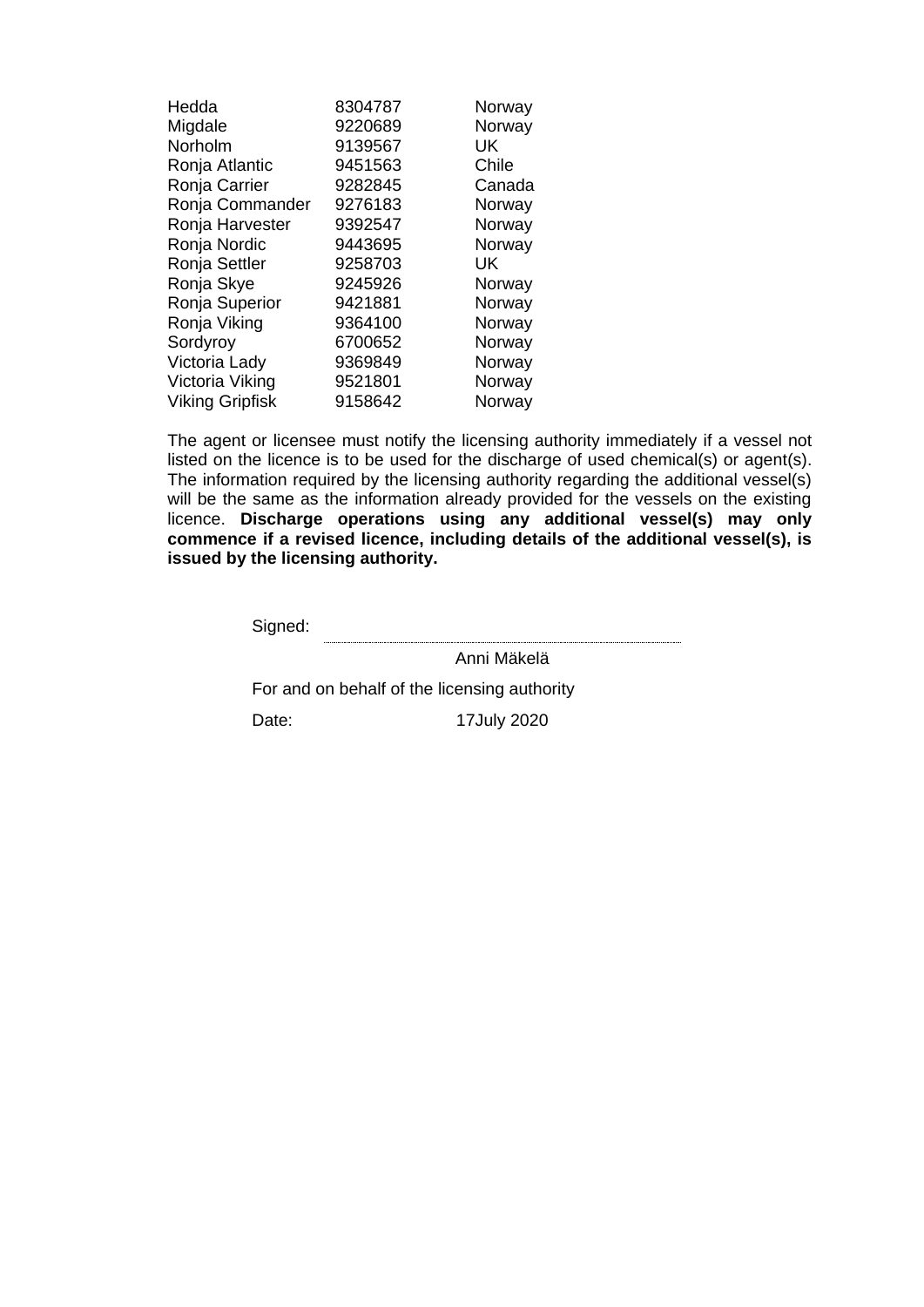| | | |
|---|---|---|
| Hedda | 8304787 | Norway |
| Migdale | 9220689 | Norway |
| Norholm | 9139567 | UK |
| Ronja Atlantic | 9451563 | Chile |
| Ronja Carrier | 9282845 | Canada |
| Ronja Commander | 9276183 | Norway |
| Ronja Harvester | 9392547 | Norway |
| Ronja Nordic | 9443695 | Norway |
| Ronja Settler | 9258703 | UK |
| Ronja Skye | 9245926 | Norway |
| Ronja Superior | 9421881 | Norway |
| Ronja Viking | 9364100 | Norway |
| Sordyroy | 6700652 | Norway |
| Victoria Lady | 9369849 | Norway |
| Victoria Viking | 9521801 | Norway |
| Viking Gripfisk | 9158642 | Norway |

The agent or licensee must notify the licensing authority immediately if a vessel not listed on the licence is to be used for the discharge of used chemical(s) or agent(s). The information required by the licensing authority regarding the additional vessel(s) will be the same as the information already provided for the vessels on the existing licence. **Discharge operations using any additional vessel(s) may only commence if a revised licence, including details of the additional vessel(s), is issued by the licensing authority.**

Signed:

Anni Mäkelä

For and on behalf of the licensing authority

Date: 17July 2020